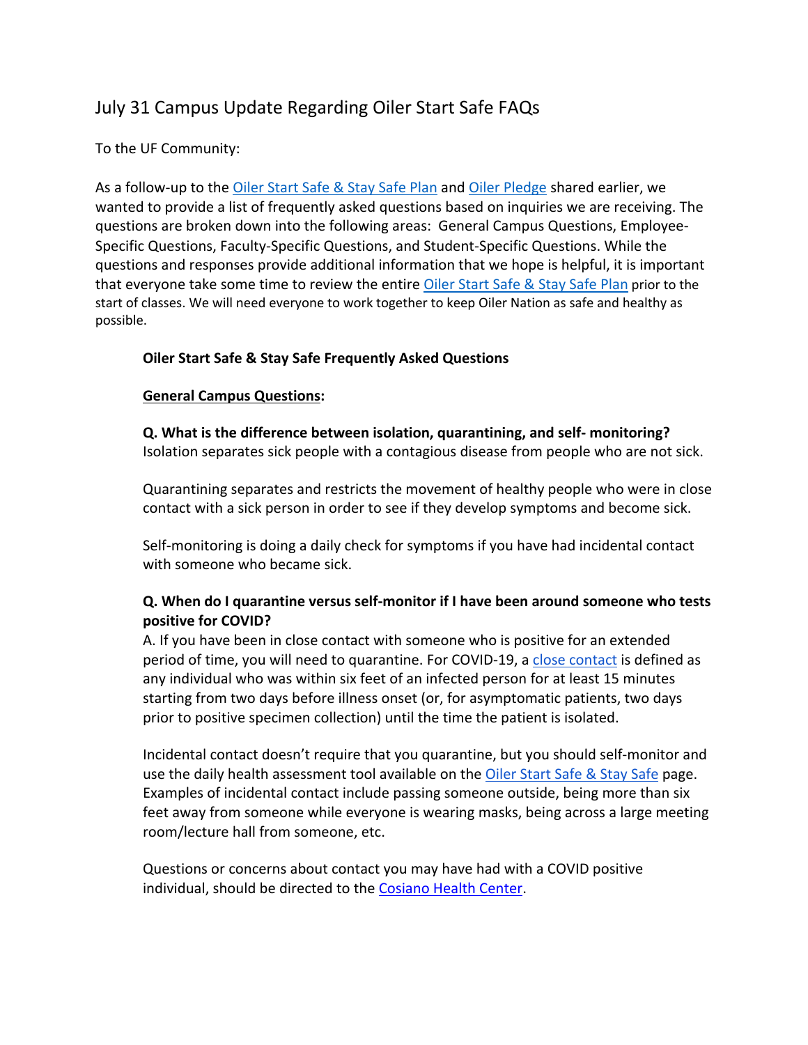# July 31 Campus Update Regarding Oiler Start Safe FAQs

To the UF Community:

As a follow-up to the Oiler Start Safe & Stay Safe Plan and Oiler Pledge shared earlier, we wanted to provide a list of frequently asked questions based on inquiries we are receiving. The questions are broken down into the following areas: General Campus Questions, Employee-Specific Questions, Faculty-Specific Questions, and Student-Specific Questions. While the questions and responses provide additional information that we hope is helpful, it is important that everyone take some time to review the entire Oiler Start Safe & Stay Safe Plan prior to the start of classes. We will need everyone to work together to keep Oiler Nation as safe and healthy as possible.

**Oiler Start Safe & Stay Safe Frequently Asked Questions**

**General Campus Questions:**

**Q. What is the difference between isolation, quarantining, and self- monitoring?**

Isolation separates sick people with a contagious disease from people who are not sick.

Quarantining separates and restricts the movement of healthy people who were in close contact with a sick person in order to see if they develop symptoms and become sick.

Self-monitoring is doing a daily check for symptoms if you have had incidental contact with someone who became sick.

**Q. When do I quarantine versus self-monitor if I have been around someone who tests positive for COVID?**

A. If you have been in close contact with someone who is positive for an extended period of time, you will need to quarantine. For COVID-19, a close contact is defined as any individual who was within six feet of an infected person for at least 15 minutes starting from two days before illness onset (or, for asymptomatic patients, two days prior to positive specimen collection) until the time the patient is isolated.

Incidental contact doesn't require that you quarantine, but you should self-monitor and use the daily health assessment tool available on the Oiler Start Safe & Stay Safe page. Examples of incidental contact include passing someone outside, being more than six feet away from someone while everyone is wearing masks, being across a large meeting room/lecture hall from someone, etc.

Questions or concerns about contact you may have had with a COVID positive individual, should be directed to the Cosiano Health Center.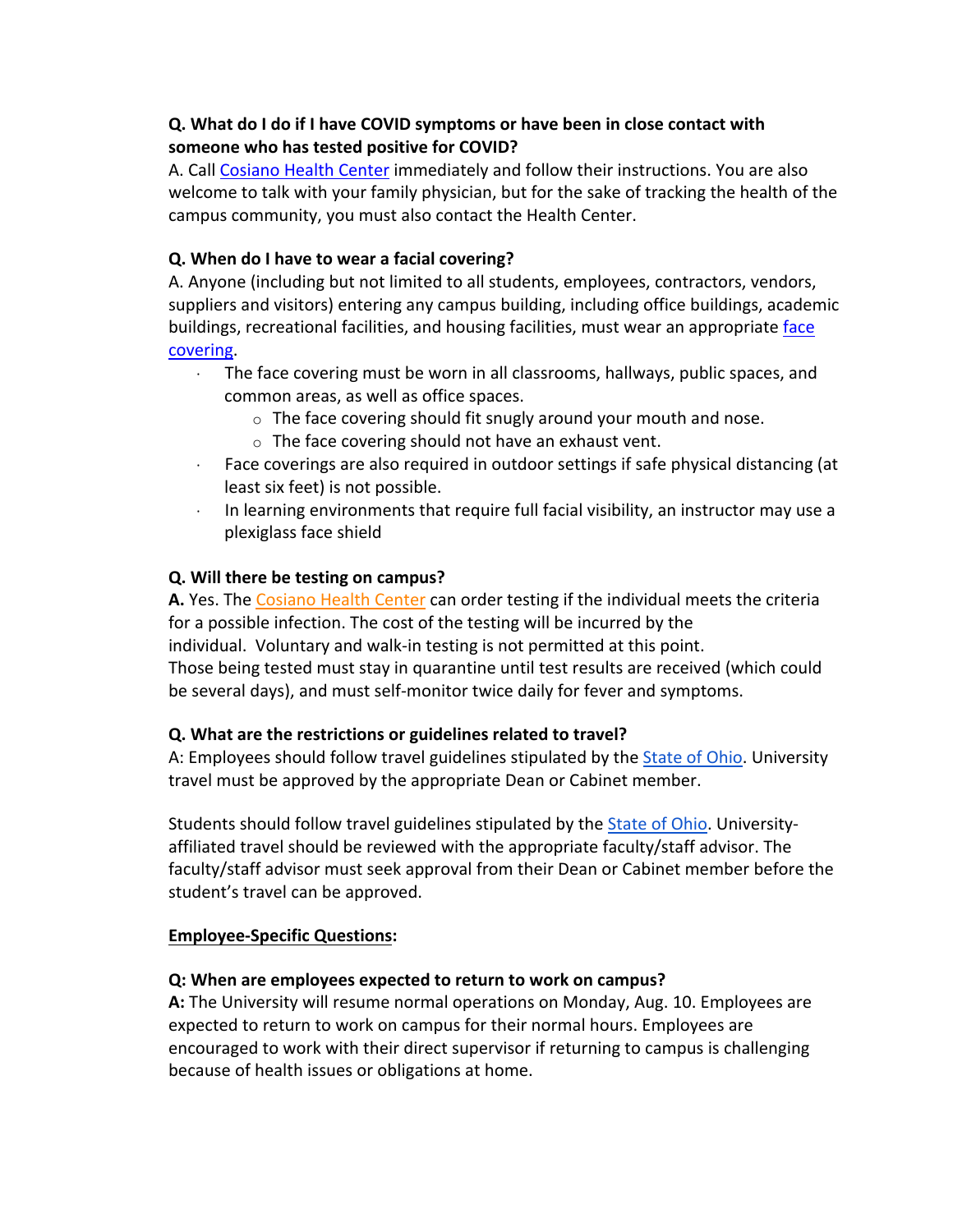**Q. What do I do if I have COVID symptoms or have been in close contact with someone who has tested positive for COVID?**
A. Call Cosiano Health Center immediately and follow their instructions. You are also welcome to talk with your family physician, but for the sake of tracking the health of the campus community, you must also contact the Health Center.

**Q. When do I have to wear a facial covering?**
A. Anyone (including but not limited to all students, employees, contractors, vendors, suppliers and visitors) entering any campus building, including office buildings, academic buildings, recreational facilities, and housing facilities, must wear an appropriate face covering.

- The face covering must be worn in all classrooms, hallways, public spaces, and common areas, as well as office spaces.
  - The face covering should fit snugly around your mouth and nose.
  - The face covering should not have an exhaust vent.
- Face coverings are also required in outdoor settings if safe physical distancing (at least six feet) is not possible.
- In learning environments that require full facial visibility, an instructor may use a plexiglass face shield

**Q. Will there be testing on campus?**
**A.** Yes. The Cosiano Health Center can order testing if the individual meets the criteria for a possible infection. The cost of the testing will be incurred by the individual. Voluntary and walk-in testing is not permitted at this point.
Those being tested must stay in quarantine until test results are received (which could be several days), and must self-monitor twice daily for fever and symptoms.

**Q. What are the restrictions or guidelines related to travel?**
A: Employees should follow travel guidelines stipulated by the State of Ohio. University travel must be approved by the appropriate Dean or Cabinet member.

Students should follow travel guidelines stipulated by the State of Ohio. University-affiliated travel should be reviewed with the appropriate faculty/staff advisor. The faculty/staff advisor must seek approval from their Dean or Cabinet member before the student's travel can be approved.

## Employee-Specific Questions:

**Q: When are employees expected to return to work on campus?**
**A:** The University will resume normal operations on Monday, Aug. 10. Employees are expected to return to work on campus for their normal hours. Employees are encouraged to work with their direct supervisor if returning to campus is challenging because of health issues or obligations at home.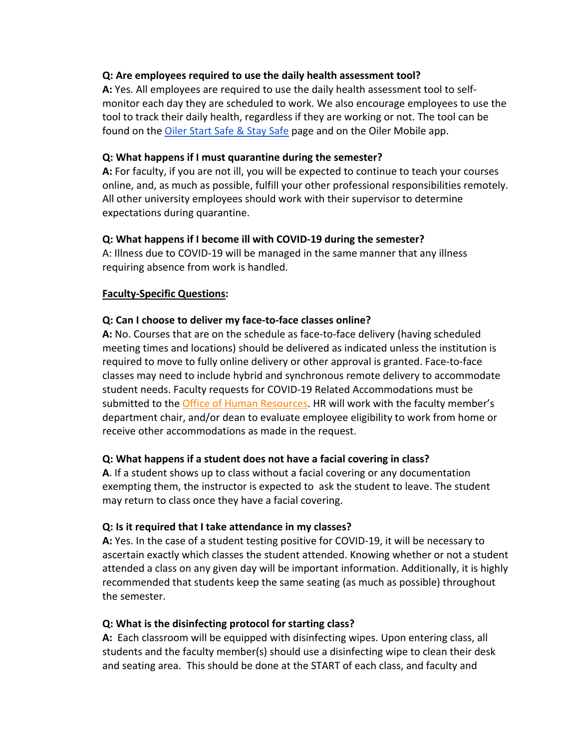**Q: Are employees required to use the daily health assessment tool?**
**A:** Yes. All employees are required to use the daily health assessment tool to self-monitor each day they are scheduled to work. We also encourage employees to use the tool to track their daily health, regardless if they are working or not. The tool can be found on the Oiler Start Safe & Stay Safe page and on the Oiler Mobile app.

**Q: What happens if I must quarantine during the semester?**
**A:** For faculty, if you are not ill, you will be expected to continue to teach your courses online, and, as much as possible, fulfill your other professional responsibilities remotely. All other university employees should work with their supervisor to determine expectations during quarantine.

**Q: What happens if I become ill with COVID-19 during the semester?**
A: Illness due to COVID-19 will be managed in the same manner that any illness requiring absence from work is handled.

**Faculty-Specific Questions:**

**Q: Can I choose to deliver my face-to-face classes online?**
**A:** No. Courses that are on the schedule as face-to-face delivery (having scheduled meeting times and locations) should be delivered as indicated unless the institution is required to move to fully online delivery or other approval is granted. Face-to-face classes may need to include hybrid and synchronous remote delivery to accommodate student needs. Faculty requests for COVID-19 Related Accommodations must be submitted to the Office of Human Resources. HR will work with the faculty member's department chair, and/or dean to evaluate employee eligibility to work from home or receive other accommodations as made in the request.

**Q: What happens if a student does not have a facial covering in class?**
**A**. If a student shows up to class without a facial covering or any documentation exempting them, the instructor is expected to ask the student to leave. The student may return to class once they have a facial covering.

**Q: Is it required that I take attendance in my classes?**
**A:** Yes. In the case of a student testing positive for COVID-19, it will be necessary to ascertain exactly which classes the student attended. Knowing whether or not a student attended a class on any given day will be important information. Additionally, it is highly recommended that students keep the same seating (as much as possible) throughout the semester.

**Q: What is the disinfecting protocol for starting class?**
**A:** Each classroom will be equipped with disinfecting wipes. Upon entering class, all students and the faculty member(s) should use a disinfecting wipe to clean their desk and seating area. This should be done at the START of each class, and faculty and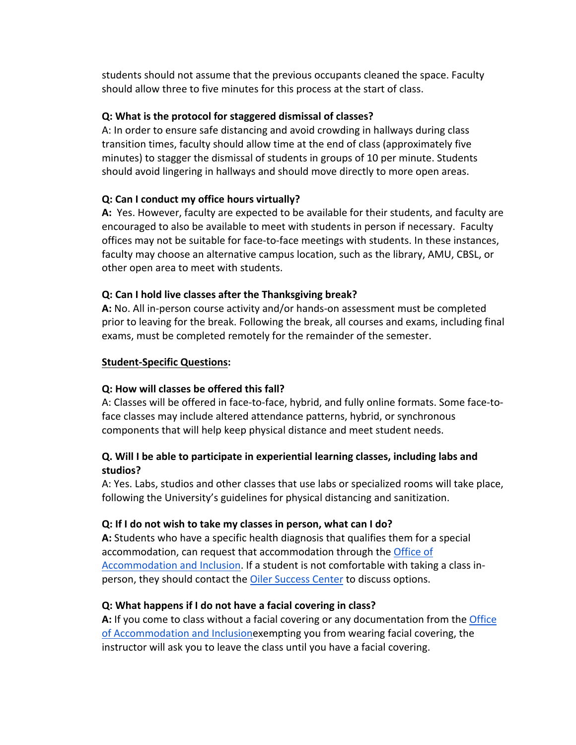students should not assume that the previous occupants cleaned the space. Faculty should allow three to five minutes for this process at the start of class.

**Q: What is the protocol for staggered dismissal of classes?**
A: In order to ensure safe distancing and avoid crowding in hallways during class transition times, faculty should allow time at the end of class (approximately five minutes) to stagger the dismissal of students in groups of 10 per minute. Students should avoid lingering in hallways and should move directly to more open areas.

**Q: Can I conduct my office hours virtually?**
**A:** Yes. However, faculty are expected to be available for their students, and faculty are encouraged to also be available to meet with students in person if necessary. Faculty offices may not be suitable for face-to-face meetings with students. In these instances, faculty may choose an alternative campus location, such as the library, AMU, CBSL, or other open area to meet with students.

**Q: Can I hold live classes after the Thanksgiving break?**
**A:** No. All in-person course activity and/or hands-on assessment must be completed prior to leaving for the break. Following the break, all courses and exams, including final exams, must be completed remotely for the remainder of the semester.

**Student-Specific Questions:**

**Q: How will classes be offered this fall?**
A: Classes will be offered in face-to-face, hybrid, and fully online formats. Some face-to-face classes may include altered attendance patterns, hybrid, or synchronous components that will help keep physical distance and meet student needs.

**Q. Will I be able to participate in experiential learning classes, including labs and studios?**
A: Yes. Labs, studios and other classes that use labs or specialized rooms will take place, following the University's guidelines for physical distancing and sanitization.

**Q: If I do not wish to take my classes in person, what can I do?**
**A:** Students who have a specific health diagnosis that qualifies them for a special accommodation, can request that accommodation through the Office of Accommodation and Inclusion. If a student is not comfortable with taking a class in-person, they should contact the Oiler Success Center to discuss options.

**Q: What happens if I do not have a facial covering in class?**
**A:** If you come to class without a facial covering or any documentation from the Office of Accommodation and Inclusionexempting you from wearing facial covering, the instructor will ask you to leave the class until you have a facial covering.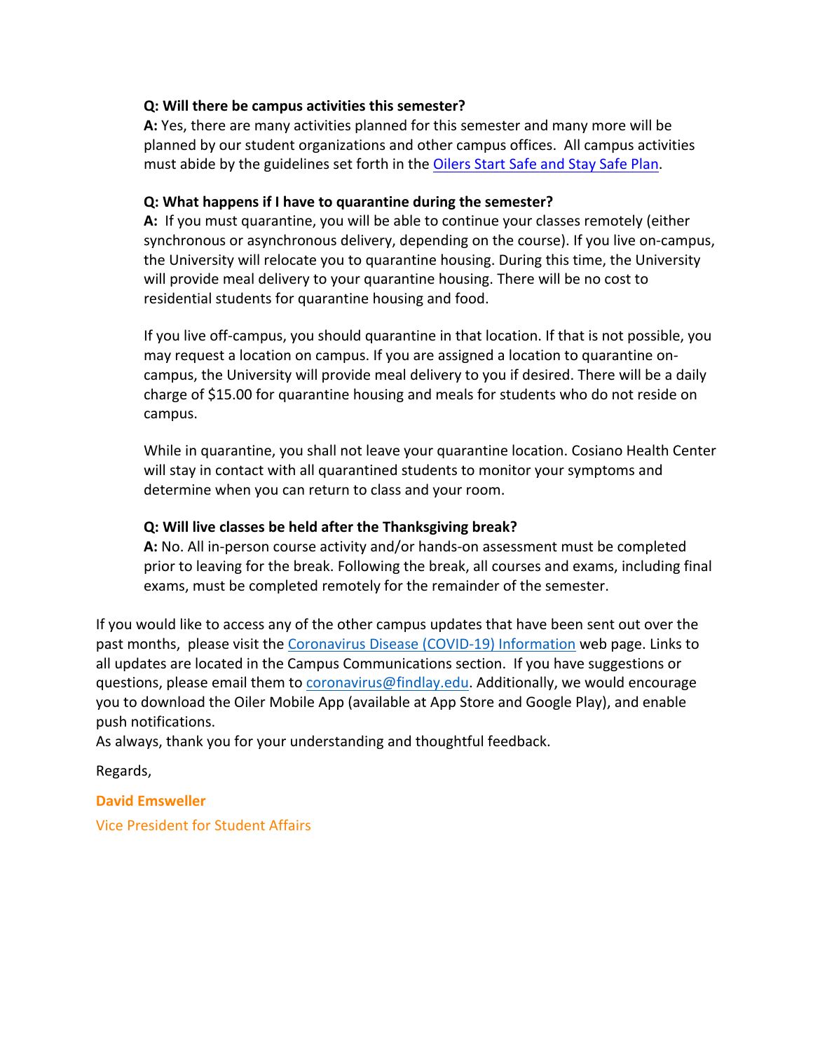**Q: Will there be campus activities this semester?**
**A:** Yes, there are many activities planned for this semester and many more will be planned by our student organizations and other campus offices. All campus activities must abide by the guidelines set forth in the Oilers Start Safe and Stay Safe Plan.

**Q: What happens if I have to quarantine during the semester?**
**A:** If you must quarantine, you will be able to continue your classes remotely (either synchronous or asynchronous delivery, depending on the course). If you live on-campus, the University will relocate you to quarantine housing. During this time, the University will provide meal delivery to your quarantine housing. There will be no cost to residential students for quarantine housing and food.

If you live off-campus, you should quarantine in that location. If that is not possible, you may request a location on campus. If you are assigned a location to quarantine on-campus, the University will provide meal delivery to you if desired. There will be a daily charge of $15.00 for quarantine housing and meals for students who do not reside on campus.

While in quarantine, you shall not leave your quarantine location. Cosiano Health Center will stay in contact with all quarantined students to monitor your symptoms and determine when you can return to class and your room.

**Q: Will live classes be held after the Thanksgiving break?**
**A:** No. All in-person course activity and/or hands-on assessment must be completed prior to leaving for the break. Following the break, all courses and exams, including final exams, must be completed remotely for the remainder of the semester.

If you would like to access any of the other campus updates that have been sent out over the past months, please visit the Coronavirus Disease (COVID-19) Information web page. Links to all updates are located in the Campus Communications section. If you have suggestions or questions, please email them to coronavirus@findlay.edu. Additionally, we would encourage you to download the Oiler Mobile App (available at App Store and Google Play), and enable push notifications.
As always, thank you for your understanding and thoughtful feedback.

Regards,

**David Emsweller**
Vice President for Student Affairs